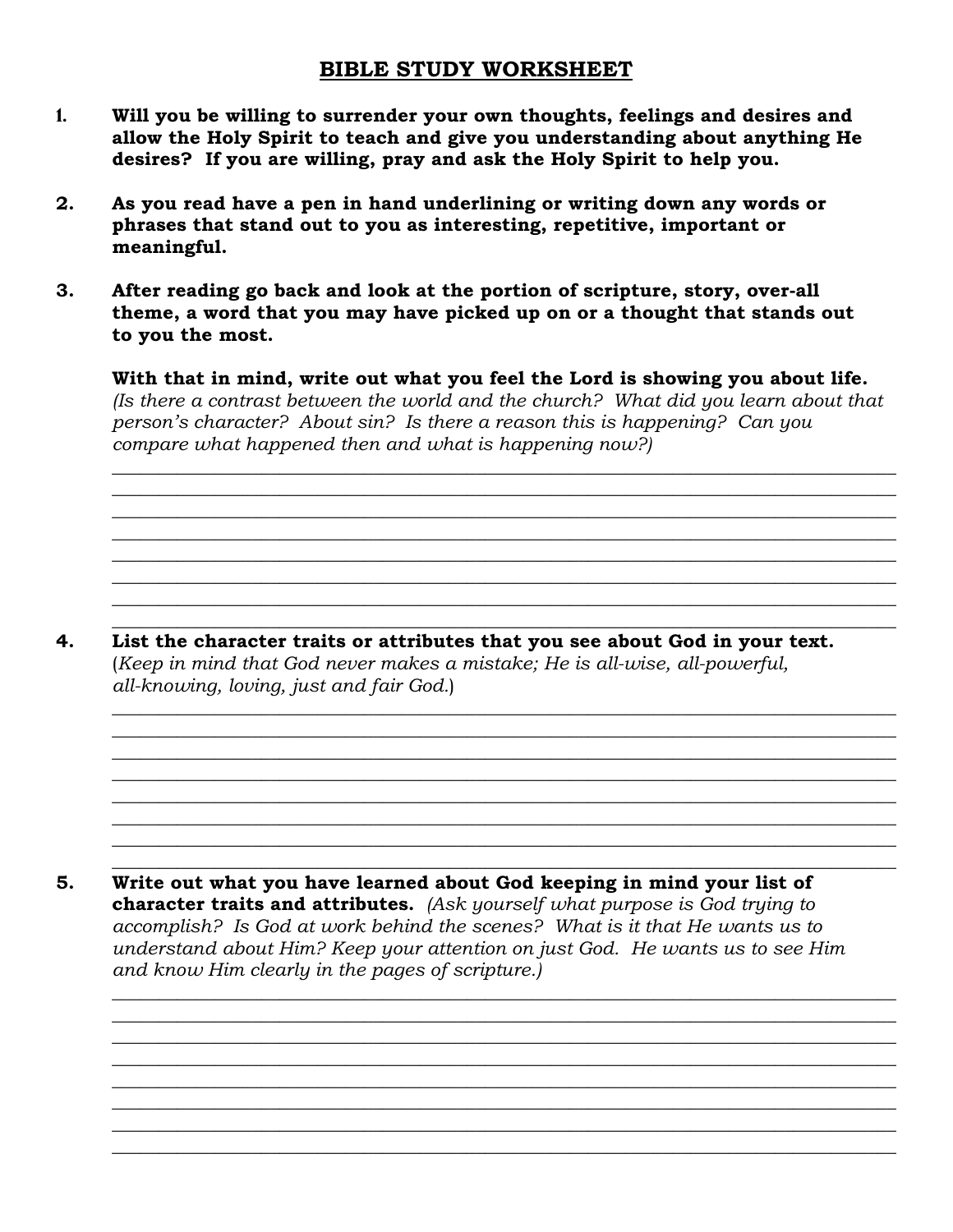# BIBLE STUDY WORKSHEET

1. **Will you be willing to surrender your own thoughts, feelings and desires and allow the Holy Spirit to teach and give you understanding about anything He desires? If you are willing, pray and ask the Holy Spirit to help you.**

2. **As you read have a pen in hand underlining or writing down any words or phrases that stand out to you as interesting, repetitive, important or meaningful.**

3. **After reading go back and look at the portion of scripture, story, over-all theme, a word that you may have picked up on or a thought that stands out to you the most.**

   **With that in mind, write out what you feel the Lord is showing you about life.** *(Is there a contrast between the world and the church? What did you learn about that person's character? About sin? Is there a reason this is happening? Can you compare what happened then and what is happening now?)*

   ________________________________________________________________________________
   ________________________________________________________________________________
   ________________________________________________________________________________
   ________________________________________________________________________________
   ________________________________________________________________________________
   ________________________________________________________________________________
   ________________________________________________________________________________
   ________________________________________________________________________________

4. **List the character traits or attributes that you see about God in your text.** (*Keep in mind that God never makes a mistake; He is all-wise, all-powerful, all-knowing, loving, just and fair God.*)

   ________________________________________________________________________________
   ________________________________________________________________________________
   ________________________________________________________________________________
   ________________________________________________________________________________
   ________________________________________________________________________________
   ________________________________________________________________________________
   ________________________________________________________________________________
   ________________________________________________________________________________

5. **Write out what you have learned about God keeping in mind your list of character traits and attributes.** *(Ask yourself what purpose is God trying to accomplish? Is God at work behind the scenes? What is it that He wants us to understand about Him? Keep your attention on just God. He wants us to see Him and know Him clearly in the pages of scripture.)*

   ________________________________________________________________________________
   ________________________________________________________________________________
   ________________________________________________________________________________
   ________________________________________________________________________________
   ________________________________________________________________________________
   ________________________________________________________________________________
   ________________________________________________________________________________
   ________________________________________________________________________________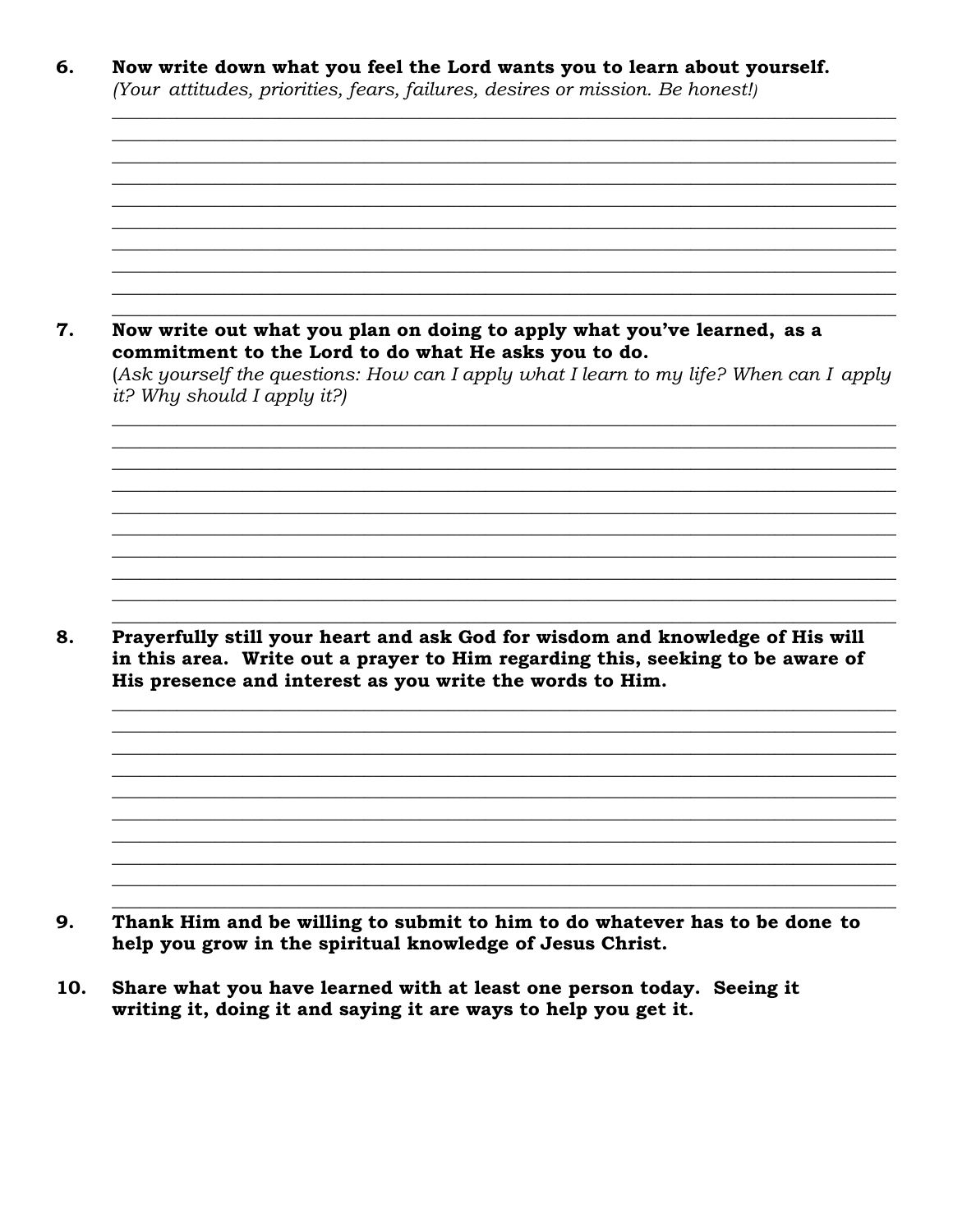6. **Now write down what you feel the Lord wants you to learn about yourself.**
*(Your attitudes, priorities, fears, failures, desires or mission. Be honest!)*

___________________________________________________________________________
___________________________________________________________________________
___________________________________________________________________________
___________________________________________________________________________
___________________________________________________________________________
___________________________________________________________________________
___________________________________________________________________________
___________________________________________________________________________
___________________________________________________________________________
___________________________________________________________________________

7. **Now write out what you plan on doing to apply what you've learned, as a commitment to the Lord to do what He asks you to do.**
(*Ask yourself the questions: How can I apply what I learn to my life? When can I apply it? Why should I apply it?)*

___________________________________________________________________________
___________________________________________________________________________
___________________________________________________________________________
___________________________________________________________________________
___________________________________________________________________________
___________________________________________________________________________
___________________________________________________________________________
___________________________________________________________________________
___________________________________________________________________________
___________________________________________________________________________

8. **Prayerfully still your heart and ask God for wisdom and knowledge of His will in this area. Write out a prayer to Him regarding this, seeking to be aware of His presence and interest as you write the words to Him.**

___________________________________________________________________________
___________________________________________________________________________
___________________________________________________________________________
___________________________________________________________________________
___________________________________________________________________________
___________________________________________________________________________
___________________________________________________________________________
___________________________________________________________________________
___________________________________________________________________________
___________________________________________________________________________

9. **Thank Him and be willing to submit to him to do whatever has to be done to help you grow in the spiritual knowledge of Jesus Christ.**

10. **Share what you have learned with at least one person today. Seeing it writing it, doing it and saying it are ways to help you get it.**